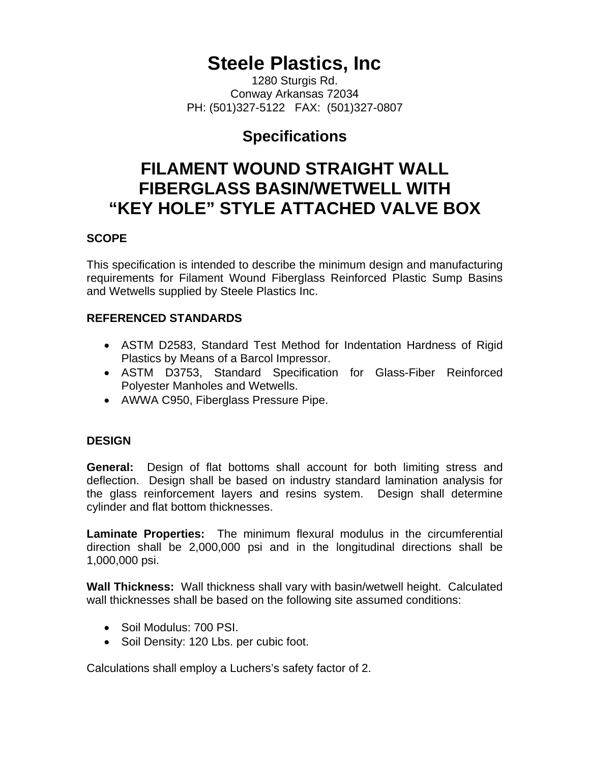# Steele Plastics, Inc

1280 Sturgis Rd.
Conway Arkansas 72034
PH: (501)327-5122   FAX: (501)327-0807

## Specifications

# FILAMENT WOUND STRAIGHT WALL FIBERGLASS BASIN/WETWELL WITH "KEY HOLE" STYLE ATTACHED VALVE BOX

### SCOPE

This specification is intended to describe the minimum design and manufacturing requirements for Filament Wound Fiberglass Reinforced Plastic Sump Basins and Wetwells supplied by Steele Plastics Inc.

### REFERENCED STANDARDS

- ASTM D2583, Standard Test Method for Indentation Hardness of Rigid Plastics by Means of a Barcol Impressor.
- ASTM D3753, Standard Specification for Glass-Fiber Reinforced Polyester Manholes and Wetwells.
- AWWA C950, Fiberglass Pressure Pipe.

### DESIGN

**General:** Design of flat bottoms shall account for both limiting stress and deflection. Design shall be based on industry standard lamination analysis for the glass reinforcement layers and resins system. Design shall determine cylinder and flat bottom thicknesses.

**Laminate Properties:** The minimum flexural modulus in the circumferential direction shall be 2,000,000 psi and in the longitudinal directions shall be 1,000,000 psi.

**Wall Thickness:** Wall thickness shall vary with basin/wetwell height. Calculated wall thicknesses shall be based on the following site assumed conditions:

- Soil Modulus: 700 PSI.
- Soil Density: 120 Lbs. per cubic foot.

Calculations shall employ a Luchers's safety factor of 2.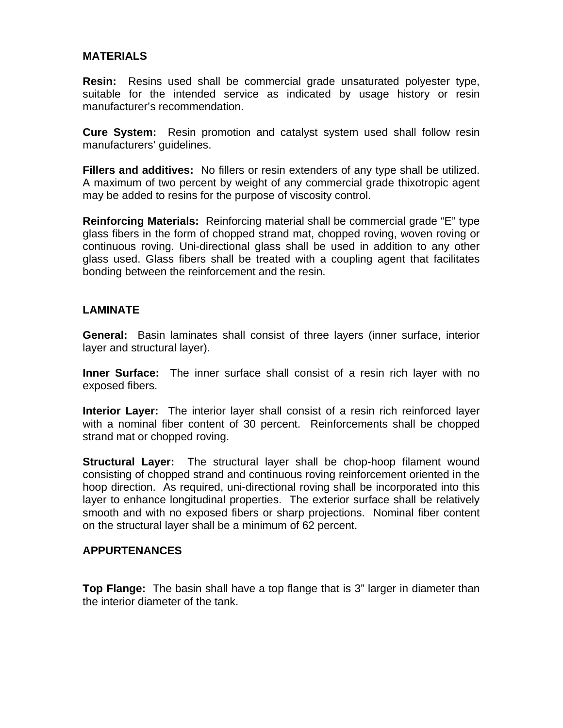## MATERIALS

**Resin:** Resins used shall be commercial grade unsaturated polyester type, suitable for the intended service as indicated by usage history or resin manufacturer's recommendation.

**Cure System:** Resin promotion and catalyst system used shall follow resin manufacturers' guidelines.

**Fillers and additives:** No fillers or resin extenders of any type shall be utilized. A maximum of two percent by weight of any commercial grade thixotropic agent may be added to resins for the purpose of viscosity control.

**Reinforcing Materials:** Reinforcing material shall be commercial grade "E" type glass fibers in the form of chopped strand mat, chopped roving, woven roving or continuous roving. Uni-directional glass shall be used in addition to any other glass used. Glass fibers shall be treated with a coupling agent that facilitates bonding between the reinforcement and the resin.

## LAMINATE

**General:** Basin laminates shall consist of three layers (inner surface, interior layer and structural layer).

**Inner Surface:** The inner surface shall consist of a resin rich layer with no exposed fibers.

**Interior Layer:** The interior layer shall consist of a resin rich reinforced layer with a nominal fiber content of 30 percent. Reinforcements shall be chopped strand mat or chopped roving.

**Structural Layer:** The structural layer shall be chop-hoop filament wound consisting of chopped strand and continuous roving reinforcement oriented in the hoop direction. As required, uni-directional roving shall be incorporated into this layer to enhance longitudinal properties. The exterior surface shall be relatively smooth and with no exposed fibers or sharp projections. Nominal fiber content on the structural layer shall be a minimum of 62 percent.

## APPURTENANCES

**Top Flange:** The basin shall have a top flange that is 3" larger in diameter than the interior diameter of the tank.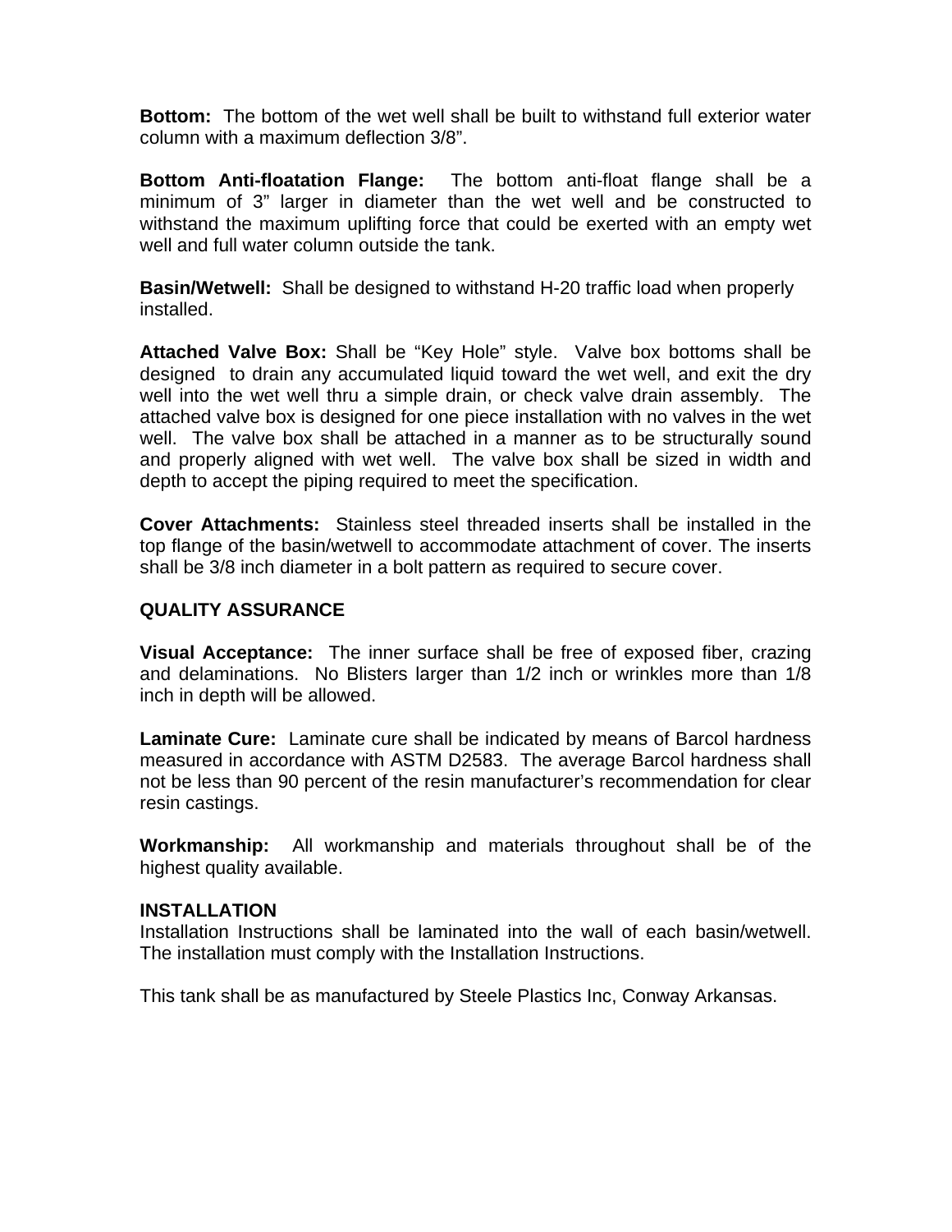**Bottom:** The bottom of the wet well shall be built to withstand full exterior water column with a maximum deflection 3/8".

**Bottom Anti-floatation Flange:** The bottom anti-float flange shall be a minimum of 3" larger in diameter than the wet well and be constructed to withstand the maximum uplifting force that could be exerted with an empty wet well and full water column outside the tank.

**Basin/Wetwell:** Shall be designed to withstand H-20 traffic load when properly installed.

**Attached Valve Box:** Shall be "Key Hole" style. Valve box bottoms shall be designed to drain any accumulated liquid toward the wet well, and exit the dry well into the wet well thru a simple drain, or check valve drain assembly. The attached valve box is designed for one piece installation with no valves in the wet well. The valve box shall be attached in a manner as to be structurally sound and properly aligned with wet well. The valve box shall be sized in width and depth to accept the piping required to meet the specification.

**Cover Attachments:** Stainless steel threaded inserts shall be installed in the top flange of the basin/wetwell to accommodate attachment of cover. The inserts shall be 3/8 inch diameter in a bolt pattern as required to secure cover.

**QUALITY ASSURANCE**

**Visual Acceptance:** The inner surface shall be free of exposed fiber, crazing and delaminations. No Blisters larger than 1/2 inch or wrinkles more than 1/8 inch in depth will be allowed.

**Laminate Cure:** Laminate cure shall be indicated by means of Barcol hardness measured in accordance with ASTM D2583. The average Barcol hardness shall not be less than 90 percent of the resin manufacturer's recommendation for clear resin castings.

**Workmanship:** All workmanship and materials throughout shall be of the highest quality available.

**INSTALLATION**

Installation Instructions shall be laminated into the wall of each basin/wetwell. The installation must comply with the Installation Instructions.

This tank shall be as manufactured by Steele Plastics Inc, Conway Arkansas.